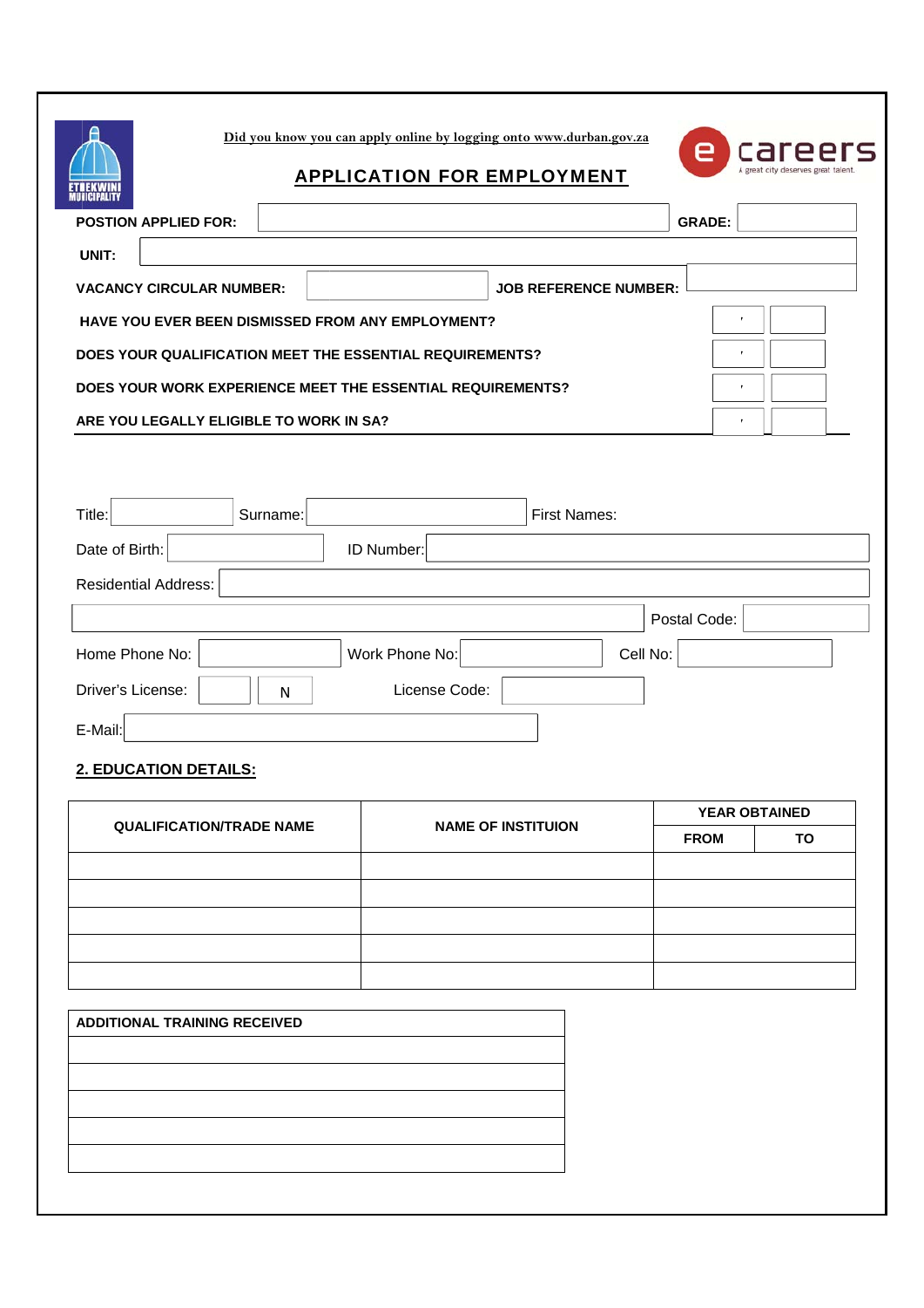ETHEKWINI MUNICIPALITY

Did you know you can apply online by logging onto www.durban.gov.za

e careers
A great city deserves great talent.

# APPLICATION FOR EMPLOYMENT

**POSTION APPLIED FOR:** | **GRADE:**

**UNIT:**

**VACANCY CIRCULAR NUMBER:** | **JOB REFERENCE NUMBER:**

**HAVE YOU EVER BEEN DISMISSED FROM ANY EMPLOYMENT?**

**DOES YOUR QUALIFICATION MEET THE ESSENTIAL REQUIREMENTS?**

**DOES YOUR WORK EXPERIENCE MEET THE ESSENTIAL REQUIREMENTS?**

**ARE YOU LEGALLY ELIGIBLE TO WORK IN SA?**

Title: | Surname: | First Names:

Date of Birth: | ID Number:

Residential Address:

Postal Code:

Home Phone No: | Work Phone No: | Cell No:

Driver's License: | N | License Code:

E-Mail:

## 2. EDUCATION DETAILS:

| QUALIFICATION/TRADE NAME | NAME OF INSTITUION | YEAR OBTAINED | |
|---|---|---|---|
| | | FROM | TO |
| | | | |
| | | | |
| | | | |
| | | | |
| | | | |

| ADDITIONAL TRAINING RECEIVED |
|---|
| |
| |
| |
| |
| |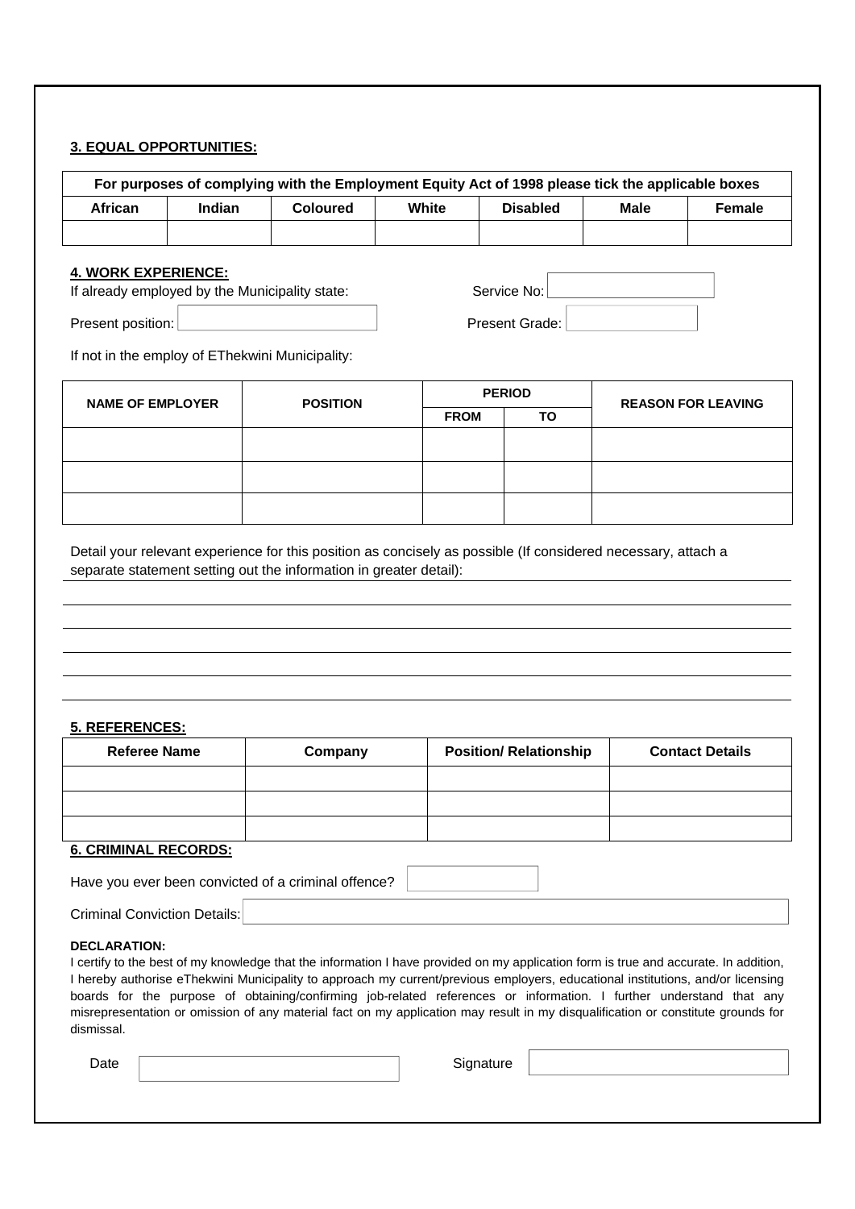**3. EQUAL OPPORTUNITIES:**

| For purposes of complying with the Employment Equity Act of 1998 please tick the applicable boxes | | | | | | |
|---|---|---|---|---|---|---|
| African | Indian | Coloured | White | Disabled | Male | Female |
| | | | | | | |

**4. WORK EXPERIENCE:**

If already employed by the Municipality state:

Service No:

Present position:

Present Grade:

If not in the employ of EThekwini Municipality:

| NAME OF EMPLOYER | POSITION | PERIOD | | REASON FOR LEAVING |
|---|---|---|---|---|
| | | FROM | TO | |
| | | | | |
| | | | | |
| | | | | |

Detail your relevant experience for this position as concisely as possible (If considered necessary, attach a separate statement setting out the information in greater detail):

**5. REFERENCES:**

| Referee Name | Company | Position/ Relationship | Contact Details |
|---|---|---|---|
| | | | |
| | | | |
| | | | |

**6. CRIMINAL RECORDS:**

Have you ever been convicted of a criminal offence?

Criminal Conviction Details:

**DECLARATION:**

I certify to the best of my knowledge that the information I have provided on my application form is true and accurate. In addition, I hereby authorise eThekwini Municipality to approach my current/previous employers, educational institutions, and/or licensing boards for the purpose of obtaining/confirming job-related references or information. I further understand that any misrepresentation or omission of any material fact on my application may result in my disqualification or constitute grounds for dismissal.

Date

Signature